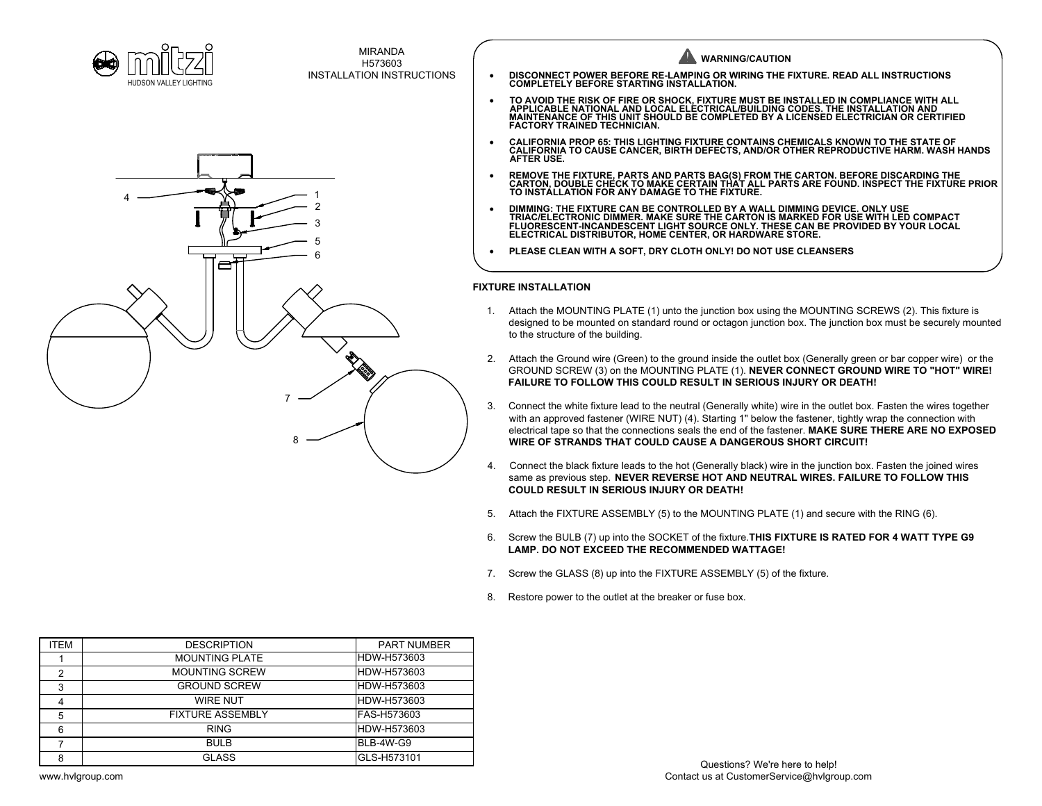mitzi
HUDSON VALLEY LIGHTING

MIRANDA
H573603
INSTALLATION INSTRUCTIONS

## WARNING/CAUTION

- **DISCONNECT POWER BEFORE RE-LAMPING OR WIRING THE FIXTURE. READ ALL INSTRUCTIONS COMPLETELY BEFORE STARTING INSTALLATION.**
- **TO AVOID THE RISK OF FIRE OR SHOCK, FIXTURE MUST BE INSTALLED IN COMPLIANCE WITH ALL APPLICABLE NATIONAL AND LOCAL ELECTRICAL/BUILDING CODES. THE INSTALLATION AND MAINTENANCE OF THIS UNIT SHOULD BE COMPLETED BY A LICENSED ELECTRICIAN OR CERTIFIED FACTORY TRAINED TECHNICIAN.**
- **CALIFORNIA PROP 65: THIS LIGHTING FIXTURE CONTAINS CHEMICALS KNOWN TO THE STATE OF CALIFORNIA TO CAUSE CANCER, BIRTH DEFECTS, AND/OR OTHER REPRODUCTIVE HARM. WASH HANDS AFTER USE.**
- **REMOVE THE FIXTURE, PARTS AND PARTS BAG(S) FROM THE CARTON. BEFORE DISCARDING THE CARTON, DOUBLE CHECK TO MAKE CERTAIN THAT ALL PARTS ARE FOUND. INSPECT THE FIXTURE PRIOR TO INSTALLATION FOR ANY DAMAGE TO THE FIXTURE.**
- **DIMMING: THE FIXTURE CAN BE CONTROLLED BY A WALL DIMMING DEVICE. ONLY USE TRIAC/ELECTRONIC DIMMER. MAKE SURE THE CARTON IS MARKED FOR USE WITH LED COMPACT FLUORESCENT-INCANDESCENT LIGHT SOURCE ONLY. THESE CAN BE PROVIDED BY YOUR LOCAL ELECTRICAL DISTRIBUTOR, HOME CENTER, OR HARDWARE STORE.**
- **PLEASE CLEAN WITH A SOFT, DRY CLOTH ONLY! DO NOT USE CLEANSERS**

## FIXTURE INSTALLATION

1. Attach the MOUNTING PLATE (1) unto the junction box using the MOUNTING SCREWS (2). This fixture is designed to be mounted on standard round or octagon junction box. The junction box must be securely mounted to the structure of the building.
2. Attach the Ground wire (Green) to the ground inside the outlet box (Generally green or bar copper wire) or the GROUND SCREW (3) on the MOUNTING PLATE (1). **NEVER CONNECT GROUND WIRE TO "HOT" WIRE! FAILURE TO FOLLOW THIS COULD RESULT IN SERIOUS INJURY OR DEATH!**
3. Connect the white fixture lead to the neutral (Generally white) wire in the outlet box. Fasten the wires together with an approved fastener (WIRE NUT) (4). Starting 1" below the fastener, tightly wrap the connection with electrical tape so that the connections seals the end of the fastener. **MAKE SURE THERE ARE NO EXPOSED WIRE OF STRANDS THAT COULD CAUSE A DANGEROUS SHORT CIRCUIT!**
4. Connect the black fixture leads to the hot (Generally black) wire in the junction box. Fasten the joined wires same as previous step. **NEVER REVERSE HOT AND NEUTRAL WIRES. FAILURE TO FOLLOW THIS COULD RESULT IN SERIOUS INJURY OR DEATH!**
5. Attach the FIXTURE ASSEMBLY (5) to the MOUNTING PLATE (1) and secure with the RING (6).
6. Screw the BULB (7) up into the SOCKET of the fixture.**THIS FIXTURE IS RATED FOR 4 WATT TYPE G9 LAMP. DO NOT EXCEED THE RECOMMENDED WATTAGE!**
7. Screw the GLASS (8) up into the FIXTURE ASSEMBLY (5) of the fixture.
8. Restore power to the outlet at the breaker or fuse box.

| ITEM | DESCRIPTION | PART NUMBER |
|---|---|---|
| 1 | MOUNTING PLATE | HDW-H573603 |
| 2 | MOUNTING SCREW | HDW-H573603 |
| 3 | GROUND SCREW | HDW-H573603 |
| 4 | WIRE NUT | HDW-H573603 |
| 5 | FIXTURE ASSEMBLY | FAS-H573603 |
| 6 | RING | HDW-H573603 |
| 7 | BULB | BLB-4W-G9 |
| 8 | GLASS | GLS-H573101 |

www.hvlgroup.com

Questions? We're here to help!
Contact us at CustomerService@hvlgroup.com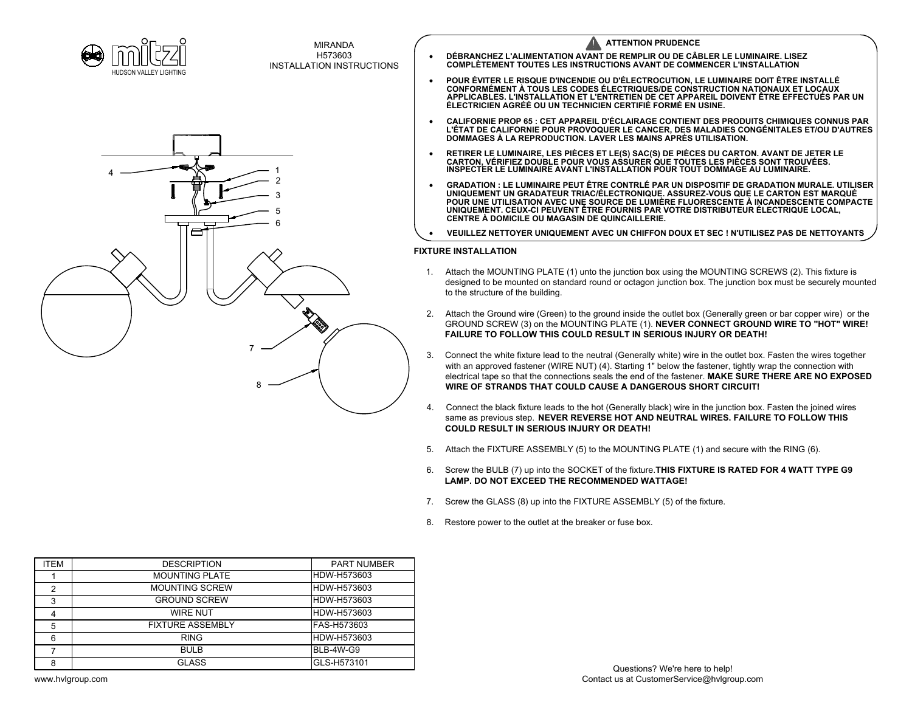mitzi
HUDSON VALLEY LIGHTING

MIRANDA
H573603
INSTALLATION INSTRUCTIONS

4
1
2
3
5
6
7
8

**ATTENTION PRUDENCE**

- **DÉBRANCHEZ L'ALIMENTATION AVANT DE REMPLIR OU DE CÂBLER LE LUMINAIRE. LISEZ COMPLÈTEMENT TOUTES LES INSTRUCTIONS AVANT DE COMMENCER L'INSTALLATION**
- **POUR ÉVITER LE RISQUE D'INCENDIE OU D'ÉLECTROCUTION, LE LUMINAIRE DOIT ÊTRE INSTALLÉ CONFORMÉMENT À TOUS LES CODES ÉLECTRIQUES/DE CONSTRUCTION NATIONAUX ET LOCAUX APPLICABLES. L'INSTALLATION ET L'ENTRETIEN DE CET APPAREIL DOIVENT ÊTRE EFFECTUÉS PAR UN ÉLECTRICIEN AGRÉÉ OU UN TECHNICIEN CERTIFIÉ FORMÉ EN USINE.**
- **CALIFORNIE PROP 65 : CET APPAREIL D'ÉCLAIRAGE CONTIENT DES PRODUITS CHIMIQUES CONNUS PAR L'ÉTAT DE CALIFORNIE POUR PROVOQUER LE CANCER, DES MALADIES CONGÉNITALES ET/OU D'AUTRES DOMMAGES À LA REPRODUCTION. LAVER LES MAINS APRÈS UTILISATION.**
- **RETIRER LE LUMINAIRE, LES PIÈCES ET LE(S) SAC(S) DE PIÈCES DU CARTON. AVANT DE JETER LE CARTON, VÉRIFIEZ DOUBLE POUR VOUS ASSURER QUE TOUTES LES PIÈCES SONT TROUVÉES. INSPECTER LE LUMINAIRE AVANT L'INSTALLATION POUR TOUT DOMMAGE AU LUMINAIRE.**
- **GRADATION : LE LUMINAIRE PEUT ÊTRE CONTRLÉ PAR UN DISPOSITIF DE GRADATION MURALE. UTILISER UNIQUEMENT UN GRADATEUR TRIAC/ÉLECTRONIQUE. ASSUREZ-VOUS QUE LE CARTON EST MARQUÉ POUR UNE UTILISATION AVEC UNE SOURCE DE LUMIÈRE FLUORESCENTE À INCANDESCENTE COMPACTE UNIQUEMENT. CEUX-CI PEUVENT ÊTRE FOURNIS PAR VOTRE DISTRIBUTEUR ÉLECTRIQUE LOCAL, CENTRE À DOMICILE OU MAGASIN DE QUINCAILLERIE.**
- **VEUILLEZ NETTOYER UNIQUEMENT AVEC UN CHIFFON DOUX ET SEC ! N'UTILISEZ PAS DE NETTOYANTS**

**FIXTURE INSTALLATION**

1. Attach the MOUNTING PLATE (1) unto the junction box using the MOUNTING SCREWS (2). This fixture is designed to be mounted on standard round or octagon junction box. The junction box must be securely mounted to the structure of the building.
2. Attach the Ground wire (Green) to the ground inside the outlet box (Generally green or bar copper wire) or the GROUND SCREW (3) on the MOUNTING PLATE (1). **NEVER CONNECT GROUND WIRE TO "HOT" WIRE! FAILURE TO FOLLOW THIS COULD RESULT IN SERIOUS INJURY OR DEATH!**
3. Connect the white fixture lead to the neutral (Generally white) wire in the outlet box. Fasten the wires together with an approved fastener (WIRE NUT) (4). Starting 1" below the fastener, tightly wrap the connection with electrical tape so that the connections seals the end of the fastener. **MAKE SURE THERE ARE NO EXPOSED WIRE OF STRANDS THAT COULD CAUSE A DANGEROUS SHORT CIRCUIT!**
4. Connect the black fixture leads to the hot (Generally black) wire in the junction box. Fasten the joined wires same as previous step. **NEVER REVERSE HOT AND NEUTRAL WIRES. FAILURE TO FOLLOW THIS COULD RESULT IN SERIOUS INJURY OR DEATH!**
5. Attach the FIXTURE ASSEMBLY (5) to the MOUNTING PLATE (1) and secure with the RING (6).
6. Screw the BULB (7) up into the SOCKET of the fixture.**THIS FIXTURE IS RATED FOR 4 WATT TYPE G9 LAMP. DO NOT EXCEED THE RECOMMENDED WATTAGE!**
7. Screw the GLASS (8) up into the FIXTURE ASSEMBLY (5) of the fixture.
8. Restore power to the outlet at the breaker or fuse box.

| ITEM | DESCRIPTION | PART NUMBER |
|---|---|---|
| 1 | MOUNTING PLATE | HDW-H573603 |
| 2 | MOUNTING SCREW | HDW-H573603 |
| 3 | GROUND SCREW | HDW-H573603 |
| 4 | WIRE NUT | HDW-H573603 |
| 5 | FIXTURE ASSEMBLY | FAS-H573603 |
| 6 | RING | HDW-H573603 |
| 7 | BULB | BLB-4W-G9 |
| 8 | GLASS | GLS-H573101 |

www.hvlgroup.com

Questions? We're here to help!
Contact us at CustomerService@hvlgroup.com